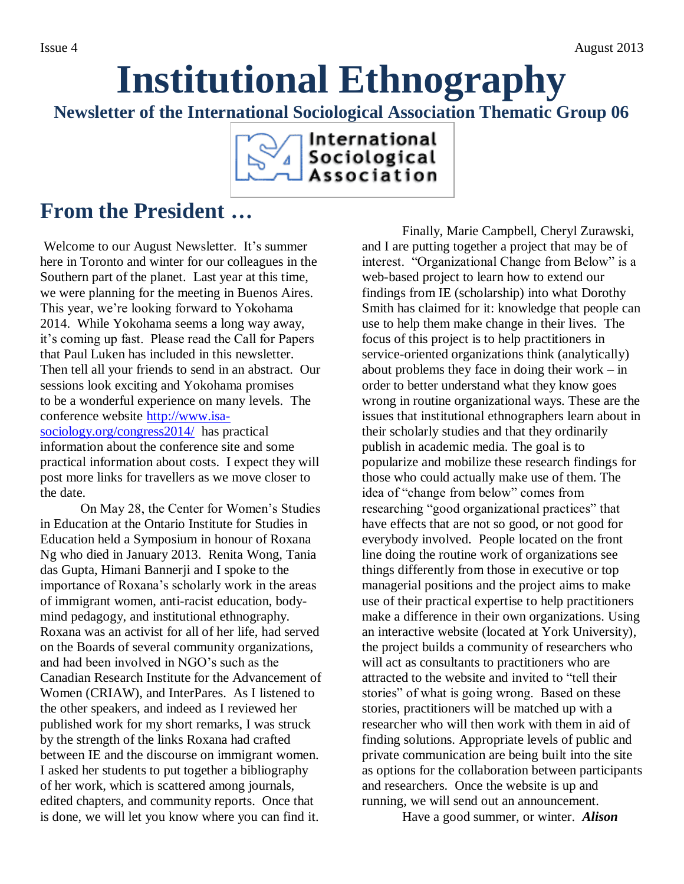# Institutional Ethnography

**Newsletter of the International Sociological Association Thematic Group 06**

## From the President …

Welcome to our August Newsletter. It's summer here in Toronto and winter for our colleagues in the Southern part of the planet. Last year at this time, we were planning for the meeting in Buenos Aires. This year, we're looking forward to Yokohama 2014. While Yokohama seems a long way away, it's coming up fast. Please read the Call for Papers that Paul Luken has included in this newsletter. Then tell all your friends to send in an abstract. Our sessions look exciting and Yokohama promises to be a wonderful experience on many levels. The conference website [http://www.isa-sociology.org/congress2014/](http://www.isa-sociology.org/congress2014/) has practical information about the conference site and some practical information about costs. I expect they will post more links for travellers as we move closer to the date.

On May 28, the Center for Women's Studies in Education at the Ontario Institute for Studies in Education held a Symposium in honour of Roxana Ng who died in January 2013. Renita Wong, Tania das Gupta, Himani Bannerji and I spoke to the importance of Roxana's scholarly work in the areas of immigrant women, anti-racist education, body-mind pedagogy, and institutional ethnography. Roxana was an activist for all of her life, had served on the Boards of several community organizations, and had been involved in NGO's such as the Canadian Research Institute for the Advancement of Women (CRIAW), and InterPares. As I listened to the other speakers, and indeed as I reviewed her published work for my short remarks, I was struck by the strength of the links Roxana had crafted between IE and the discourse on immigrant women. I asked her students to put together a bibliography of her work, which is scattered among journals, edited chapters, and community reports. Once that is done, we will let you know where you can find it.

Finally, Marie Campbell, Cheryl Zurawski, and I are putting together a project that may be of interest. "Organizational Change from Below" is a web-based project to learn how to extend our findings from IE (scholarship) into what Dorothy Smith has claimed for it: knowledge that people can use to help them make change in their lives. The focus of this project is to help practitioners in service-oriented organizations think (analytically) about problems they face in doing their work – in order to better understand what they know goes wrong in routine organizational ways. These are the issues that institutional ethnographers learn about in their scholarly studies and that they ordinarily publish in academic media. The goal is to popularize and mobilize these research findings for those who could actually make use of them. The idea of "change from below" comes from researching "good organizational practices" that have effects that are not so good, or not good for everybody involved. People located on the front line doing the routine work of organizations see things differently from those in executive or top managerial positions and the project aims to make use of their practical expertise to help practitioners make a difference in their own organizations. Using an interactive website (located at York University), the project builds a community of researchers who will act as consultants to practitioners who are attracted to the website and invited to "tell their stories" of what is going wrong. Based on these stories, practitioners will be matched up with a researcher who will then work with them in aid of finding solutions. Appropriate levels of public and private communication are being built into the site as options for the collaboration between participants and researchers. Once the website is up and running, we will send out an announcement.

Have a good summer, or winter. ***Alison***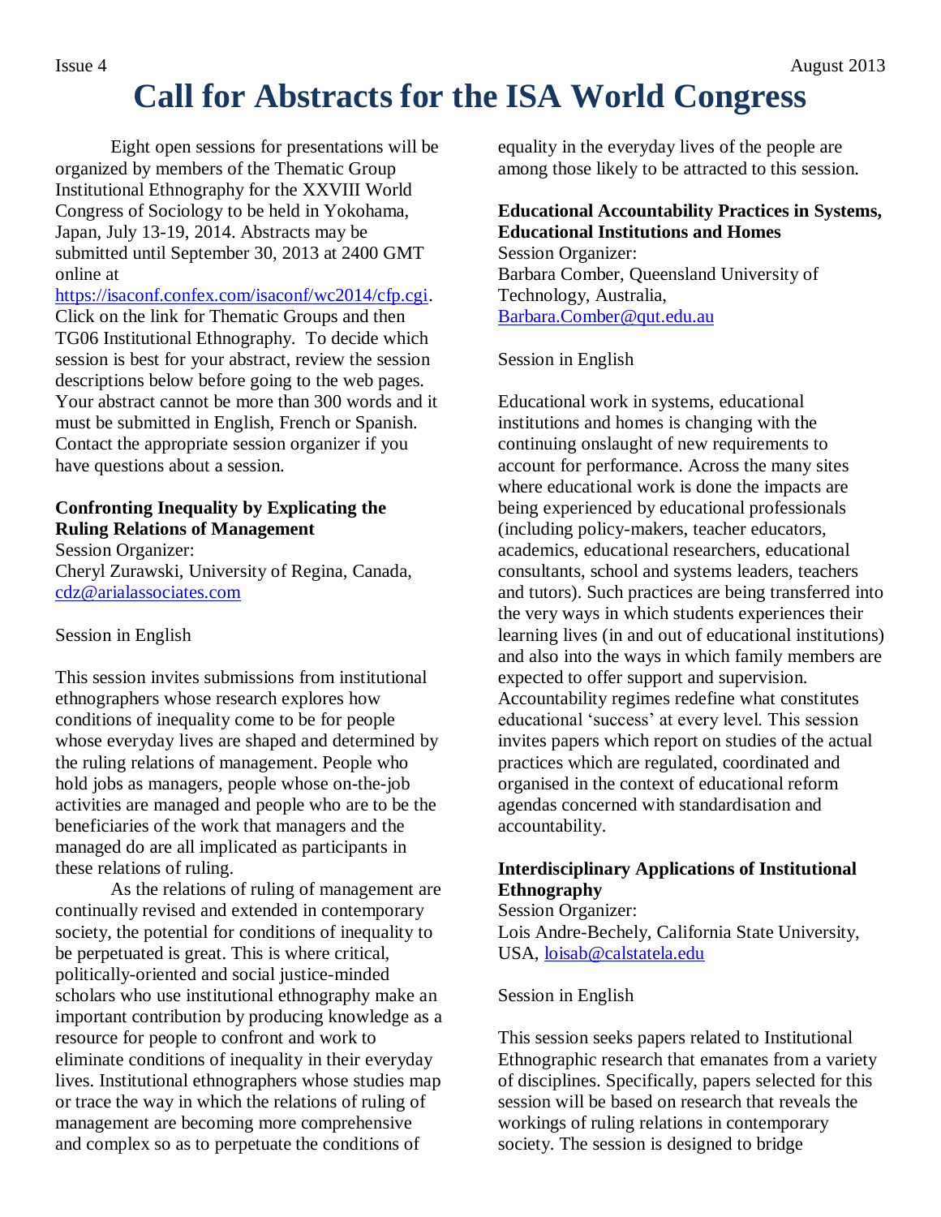# Call for Abstracts for the ISA World Congress

Eight open sessions for presentations will be organized by members of the Thematic Group Institutional Ethnography for the XXVIII World Congress of Sociology to be held in Yokohama, Japan, July 13-19, 2014. Abstracts may be submitted until September 30, 2013 at 2400 GMT online at https://isaconf.confex.com/isaconf/wc2014/cfp.cgi. Click on the link for Thematic Groups and then TG06 Institutional Ethnography. To decide which session is best for your abstract, review the session descriptions below before going to the web pages. Your abstract cannot be more than 300 words and it must be submitted in English, French or Spanish. Contact the appropriate session organizer if you have questions about a session.

**Confronting Inequality by Explicating the Ruling Relations of Management**
Session Organizer:
Cheryl Zurawski, University of Regina, Canada, cdz@arialassociates.com

Session in English

This session invites submissions from institutional ethnographers whose research explores how conditions of inequality come to be for people whose everyday lives are shaped and determined by the ruling relations of management. People who hold jobs as managers, people whose on-the-job activities are managed and people who are to be the beneficiaries of the work that managers and the managed do are all implicated as participants in these relations of ruling.

As the relations of ruling of management are continually revised and extended in contemporary society, the potential for conditions of inequality to be perpetuated is great. This is where critical, politically-oriented and social justice-minded scholars who use institutional ethnography make an important contribution by producing knowledge as a resource for people to confront and work to eliminate conditions of inequality in their everyday lives. Institutional ethnographers whose studies map or trace the way in which the relations of ruling of management are becoming more comprehensive and complex so as to perpetuate the conditions of equality in the everyday lives of the people are among those likely to be attracted to this session.

**Educational Accountability Practices in Systems, Educational Institutions and Homes**
Session Organizer:
Barbara Comber, Queensland University of Technology, Australia, Barbara.Comber@qut.edu.au

Session in English

Educational work in systems, educational institutions and homes is changing with the continuing onslaught of new requirements to account for performance. Across the many sites where educational work is done the impacts are being experienced by educational professionals (including policy-makers, teacher educators, academics, educational researchers, educational consultants, school and systems leaders, teachers and tutors). Such practices are being transferred into the very ways in which students experiences their learning lives (in and out of educational institutions) and also into the ways in which family members are expected to offer support and supervision. Accountability regimes redefine what constitutes educational 'success' at every level. This session invites papers which report on studies of the actual practices which are regulated, coordinated and organised in the context of educational reform agendas concerned with standardisation and accountability.

**Interdisciplinary Applications of Institutional Ethnography**
Session Organizer:
Lois Andre-Bechely, California State University, USA, loisab@calstatela.edu

Session in English

This session seeks papers related to Institutional Ethnographic research that emanates from a variety of disciplines. Specifically, papers selected for this session will be based on research that reveals the workings of ruling relations in contemporary society. The session is designed to bridge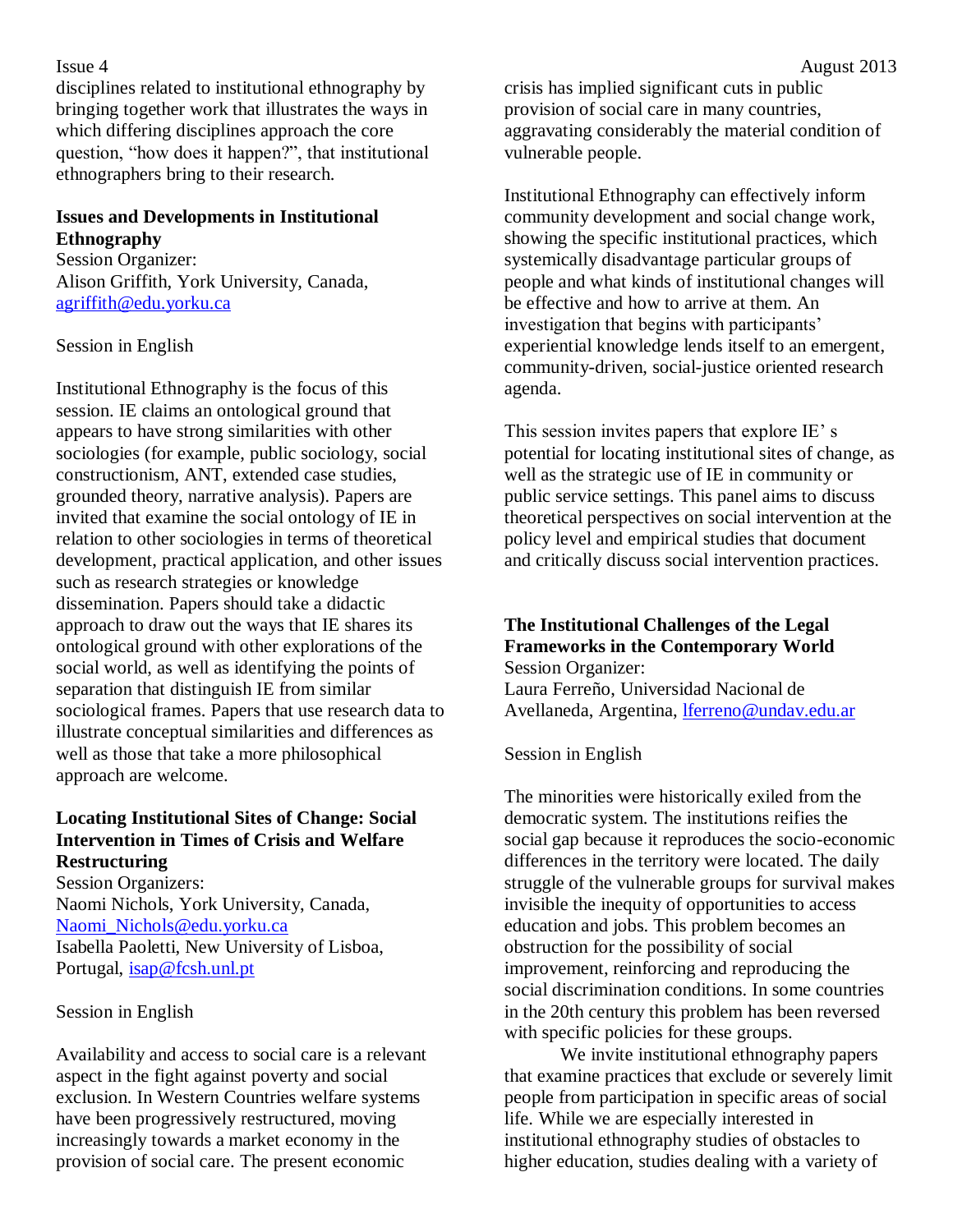disciplines related to institutional ethnography by bringing together work that illustrates the ways in which differing disciplines approach the core question, "how does it happen?", that institutional ethnographers bring to their research.

### Issues and Developments in Institutional Ethnography

Session Organizer:
Alison Griffith, York University, Canada, agriffith@edu.yorku.ca

Session in English

Institutional Ethnography is the focus of this session. IE claims an ontological ground that appears to have strong similarities with other sociologies (for example, public sociology, social constructionism, ANT, extended case studies, grounded theory, narrative analysis). Papers are invited that examine the social ontology of IE in relation to other sociologies in terms of theoretical development, practical application, and other issues such as research strategies or knowledge dissemination. Papers should take a didactic approach to draw out the ways that IE shares its ontological ground with other explorations of the social world, as well as identifying the points of separation that distinguish IE from similar sociological frames. Papers that use research data to illustrate conceptual similarities and differences as well as those that take a more philosophical approach are welcome.

### Locating Institutional Sites of Change: Social Intervention in Times of Crisis and Welfare Restructuring

Session Organizers:
Naomi Nichols, York University, Canada, Naomi_Nichols@edu.yorku.ca
Isabella Paoletti, New University of Lisboa, Portugal, isap@fcsh.unl.pt

Session in English

Availability and access to social care is a relevant aspect in the fight against poverty and social exclusion. In Western Countries welfare systems have been progressively restructured, moving increasingly towards a market economy in the provision of social care. The present economic crisis has implied significant cuts in public provision of social care in many countries, aggravating considerably the material condition of vulnerable people.

Institutional Ethnography can effectively inform community development and social change work, showing the specific institutional practices, which systemically disadvantage particular groups of people and what kinds of institutional changes will be effective and how to arrive at them. An investigation that begins with participants' experiential knowledge lends itself to an emergent, community-driven, social-justice oriented research agenda.

This session invites papers that explore IE' s potential for locating institutional sites of change, as well as the strategic use of IE in community or public service settings. This panel aims to discuss theoretical perspectives on social intervention at the policy level and empirical studies that document and critically discuss social intervention practices.

### The Institutional Challenges of the Legal Frameworks in the Contemporary World

Session Organizer:
Laura Ferreño, Universidad Nacional de Avellaneda, Argentina, lferreno@undav.edu.ar

Session in English

The minorities were historically exiled from the democratic system. The institutions reifies the social gap because it reproduces the socio-economic differences in the territory were located. The daily struggle of the vulnerable groups for survival makes invisible the inequity of opportunities to access education and jobs. This problem becomes an obstruction for the possibility of social improvement, reinforcing and reproducing the social discrimination conditions. In some countries in the 20th century this problem has been reversed with specific policies for these groups.

We invite institutional ethnography papers that examine practices that exclude or severely limit people from participation in specific areas of social life. While we are especially interested in institutional ethnography studies of obstacles to higher education, studies dealing with a variety of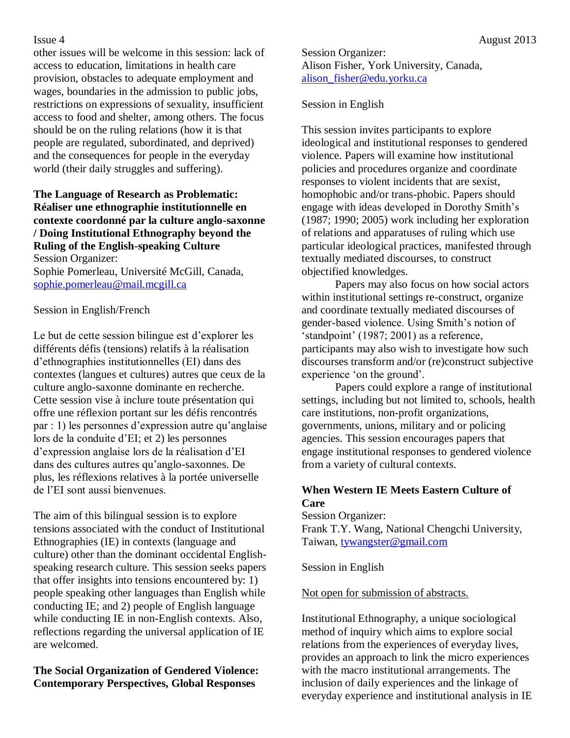other issues will be welcome in this session: lack of access to education, limitations in health care provision, obstacles to adequate employment and wages, boundaries in the admission to public jobs, restrictions on expressions of sexuality, insufficient access to food and shelter, among others. The focus should be on the ruling relations (how it is that people are regulated, subordinated, and deprived) and the consequences for people in the everyday world (their daily struggles and suffering).

**The Language of Research as Problematic: Réaliser une ethnographie institutionnelle en contexte coordonné par la culture anglo-saxonne / Doing Institutional Ethnography beyond the Ruling of the English-speaking Culture**

Session Organizer:
Sophie Pomerleau, Université McGill, Canada, sophie.pomerleau@mail.mcgill.ca

Session in English/French

Le but de cette session bilingue est d'explorer les différents défis (tensions) relatifs à la réalisation d'ethnographies institutionnelles (EI) dans des contextes (langues et cultures) autres que ceux de la culture anglo-saxonne dominante en recherche. Cette session vise à inclure toute présentation qui offre une réflexion portant sur les défis rencontrés par : 1) les personnes d'expression autre qu'anglaise lors de la conduite d'EI; et 2) les personnes d'expression anglaise lors de la réalisation d'EI dans des cultures autres qu'anglo-saxonnes. De plus, les réflexions relatives à la portée universelle de l'EI sont aussi bienvenues.

The aim of this bilingual session is to explore tensions associated with the conduct of Institutional Ethnographies (IE) in contexts (language and culture) other than the dominant occidental English-speaking research culture. This session seeks papers that offer insights into tensions encountered by: 1) people speaking other languages than English while conducting IE; and 2) people of English language while conducting IE in non-English contexts. Also, reflections regarding the universal application of IE are welcomed.

**The Social Organization of Gendered Violence: Contemporary Perspectives, Global Responses**

Session Organizer:
Alison Fisher, York University, Canada, alison_fisher@edu.yorku.ca

Session in English

This session invites participants to explore ideological and institutional responses to gendered violence. Papers will examine how institutional policies and procedures organize and coordinate responses to violent incidents that are sexist, homophobic and/or trans-phobic. Papers should engage with ideas developed in Dorothy Smith's (1987; 1990; 2005) work including her exploration of relations and apparatuses of ruling which use particular ideological practices, manifested through textually mediated discourses, to construct objectified knowledges.

Papers may also focus on how social actors within institutional settings re-construct, organize and coordinate textually mediated discourses of gender-based violence. Using Smith's notion of 'standpoint' (1987; 2001) as a reference, participants may also wish to investigate how such discourses transform and/or (re)construct subjective experience 'on the ground'.

Papers could explore a range of institutional settings, including but not limited to, schools, health care institutions, non-profit organizations, governments, unions, military and or policing agencies. This session encourages papers that engage institutional responses to gendered violence from a variety of cultural contexts.

**When Western IE Meets Eastern Culture of Care**

Session Organizer:
Frank T.Y. Wang, National Chengchi University, Taiwan, tywangster@gmail.com

Session in English

Not open for submission of abstracts.

Institutional Ethnography, a unique sociological method of inquiry which aims to explore social relations from the experiences of everyday lives, provides an approach to link the micro experiences with the macro institutional arrangements. The inclusion of daily experiences and the linkage of everyday experience and institutional analysis in IE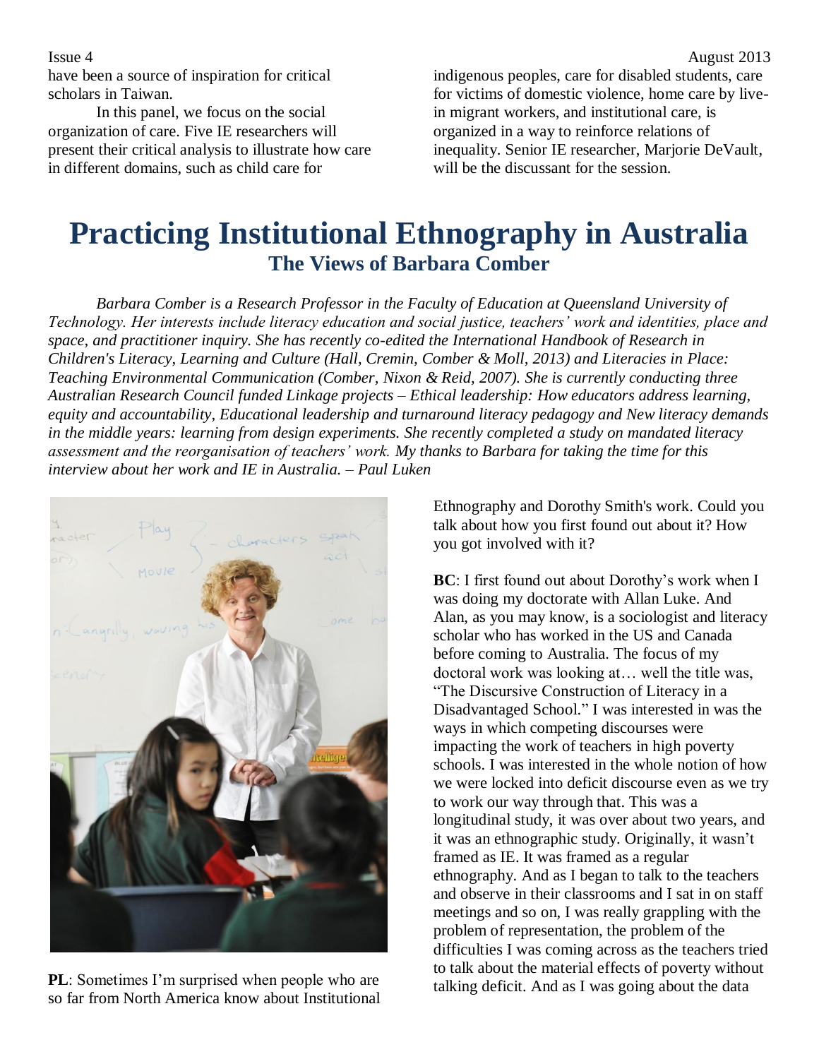have been a source of inspiration for critical scholars in Taiwan.

In this panel, we focus on the social organization of care. Five IE researchers will present their critical analysis to illustrate how care in different domains, such as child care for indigenous peoples, care for disabled students, care for victims of domestic violence, home care by live-in migrant workers, and institutional care, is organized in a way to reinforce relations of inequality. Senior IE researcher, Marjorie DeVault, will be the discussant for the session.

# Practicing Institutional Ethnography in Australia

## The Views of Barbara Comber

*Barbara Comber is a Research Professor in the Faculty of Education at Queensland University of Technology. Her interests include literacy education and social justice, teachers' work and identities, place and space, and practitioner inquiry. She has recently co-edited the International Handbook of Research in Children's Literacy, Learning and Culture (Hall, Cremin, Comber & Moll, 2013) and Literacies in Place: Teaching Environmental Communication (Comber, Nixon & Reid, 2007). She is currently conducting three Australian Research Council funded Linkage projects – Ethical leadership: How educators address learning, equity and accountability, Educational leadership and turnaround literacy pedagogy and New literacy demands in the middle years: learning from design experiments. She recently completed a study on mandated literacy assessment and the reorganisation of teachers' work. My thanks to Barbara for taking the time for this interview about her work and IE in Australia. – Paul Luken*

**PL**: Sometimes I'm surprised when people who are so far from North America know about Institutional Ethnography and Dorothy Smith's work. Could you talk about how you first found out about it? How you got involved with it?

**BC**: I first found out about Dorothy's work when I was doing my doctorate with Allan Luke. And Alan, as you may know, is a sociologist and literacy scholar who has worked in the US and Canada before coming to Australia. The focus of my doctoral work was looking at… well the title was, "The Discursive Construction of Literacy in a Disadvantaged School." I was interested in was the ways in which competing discourses were impacting the work of teachers in high poverty schools. I was interested in the whole notion of how we were locked into deficit discourse even as we try to work our way through that. This was a longitudinal study, it was over about two years, and it was an ethnographic study. Originally, it wasn't framed as IE. It was framed as a regular ethnography. And as I began to talk to the teachers and observe in their classrooms and I sat in on staff meetings and so on, I was really grappling with the problem of representation, the problem of the difficulties I was coming across as the teachers tried to talk about the material effects of poverty without talking deficit. And as I was going about the data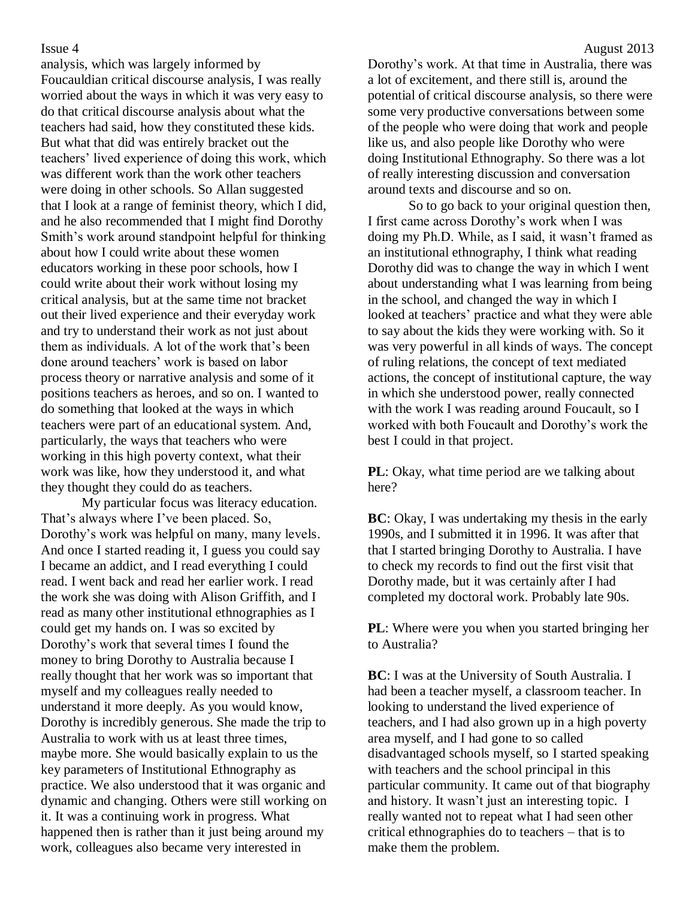analysis, which was largely informed by Foucauldian critical discourse analysis, I was really worried about the ways in which it was very easy to do that critical discourse analysis about what the teachers had said, how they constituted these kids. But what that did was entirely bracket out the teachers' lived experience of doing this work, which was different work than the work other teachers were doing in other schools. So Allan suggested that I look at a range of feminist theory, which I did, and he also recommended that I might find Dorothy Smith's work around standpoint helpful for thinking about how I could write about these women educators working in these poor schools, how I could write about their work without losing my critical analysis, but at the same time not bracket out their lived experience and their everyday work and try to understand their work as not just about them as individuals. A lot of the work that's been done around teachers' work is based on labor process theory or narrative analysis and some of it positions teachers as heroes, and so on. I wanted to do something that looked at the ways in which teachers were part of an educational system. And, particularly, the ways that teachers who were working in this high poverty context, what their work was like, how they understood it, and what they thought they could do as teachers.

My particular focus was literacy education. That's always where I've been placed. So, Dorothy's work was helpful on many, many levels. And once I started reading it, I guess you could say I became an addict, and I read everything I could read. I went back and read her earlier work. I read the work she was doing with Alison Griffith, and I read as many other institutional ethnographies as I could get my hands on. I was so excited by Dorothy's work that several times I found the money to bring Dorothy to Australia because I really thought that her work was so important that myself and my colleagues really needed to understand it more deeply. As you would know, Dorothy is incredibly generous. She made the trip to Australia to work with us at least three times, maybe more. She would basically explain to us the key parameters of Institutional Ethnography as practice. We also understood that it was organic and dynamic and changing. Others were still working on it. It was a continuing work in progress. What happened then is rather than it just being around my work, colleagues also became very interested in Dorothy's work. At that time in Australia, there was a lot of excitement, and there still is, around the potential of critical discourse analysis, so there were some very productive conversations between some of the people who were doing that work and people like us, and also people like Dorothy who were doing Institutional Ethnography. So there was a lot of really interesting discussion and conversation around texts and discourse and so on.

So to go back to your original question then, I first came across Dorothy's work when I was doing my Ph.D. While, as I said, it wasn't framed as an institutional ethnography, I think what reading Dorothy did was to change the way in which I went about understanding what I was learning from being in the school, and changed the way in which I looked at teachers' practice and what they were able to say about the kids they were working with. So it was very powerful in all kinds of ways. The concept of ruling relations, the concept of text mediated actions, the concept of institutional capture, the way in which she understood power, really connected with the work I was reading around Foucault, so I worked with both Foucault and Dorothy's work the best I could in that project.

**PL**: Okay, what time period are we talking about here?

**BC**: Okay, I was undertaking my thesis in the early 1990s, and I submitted it in 1996. It was after that that I started bringing Dorothy to Australia. I have to check my records to find out the first visit that Dorothy made, but it was certainly after I had completed my doctoral work. Probably late 90s.

**PL**: Where were you when you started bringing her to Australia?

**BC**: I was at the University of South Australia. I had been a teacher myself, a classroom teacher. In looking to understand the lived experience of teachers, and I had also grown up in a high poverty area myself, and I had gone to so called disadvantaged schools myself, so I started speaking with teachers and the school principal in this particular community. It came out of that biography and history. It wasn't just an interesting topic. I really wanted not to repeat what I had seen other critical ethnographies do to teachers – that is to make them the problem.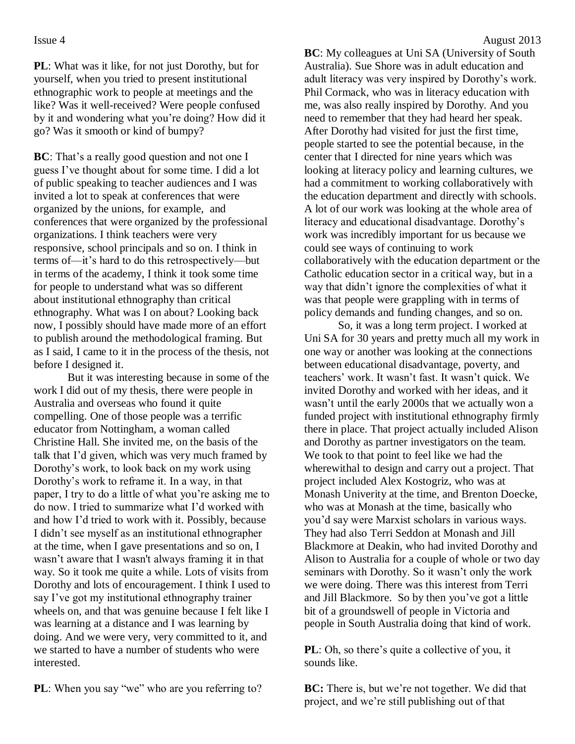**PL**: What was it like, for not just Dorothy, but for yourself, when you tried to present institutional ethnographic work to people at meetings and the like? Was it well-received? Were people confused by it and wondering what you're doing? How did it go? Was it smooth or kind of bumpy?

**BC**: That's a really good question and not one I guess I've thought about for some time. I did a lot of public speaking to teacher audiences and I was invited a lot to speak at conferences that were organized by the unions, for example, and conferences that were organized by the professional organizations. I think teachers were very responsive, school principals and so on. I think in terms of—it's hard to do this retrospectively—but in terms of the academy, I think it took some time for people to understand what was so different about institutional ethnography than critical ethnography. What was I on about? Looking back now, I possibly should have made more of an effort to publish around the methodological framing. But as I said, I came to it in the process of the thesis, not before I designed it.

But it was interesting because in some of the work I did out of my thesis, there were people in Australia and overseas who found it quite compelling. One of those people was a terrific educator from Nottingham, a woman called Christine Hall. She invited me, on the basis of the talk that I'd given, which was very much framed by Dorothy's work, to look back on my work using Dorothy's work to reframe it. In a way, in that paper, I try to do a little of what you're asking me to do now. I tried to summarize what I'd worked with and how I'd tried to work with it. Possibly, because I didn't see myself as an institutional ethnographer at the time, when I gave presentations and so on, I wasn't aware that I wasn't always framing it in that way. So it took me quite a while. Lots of visits from Dorothy and lots of encouragement. I think I used to say I've got my institutional ethnography trainer wheels on, and that was genuine because I felt like I was learning at a distance and I was learning by doing. And we were very, very committed to it, and we started to have a number of students who were interested.

**PL**: When you say "we" who are you referring to?

**BC**: My colleagues at Uni SA (University of South Australia). Sue Shore was in adult education and adult literacy was very inspired by Dorothy's work. Phil Cormack, who was in literacy education with me, was also really inspired by Dorothy. And you need to remember that they had heard her speak. After Dorothy had visited for just the first time, people started to see the potential because, in the center that I directed for nine years which was looking at literacy policy and learning cultures, we had a commitment to working collaboratively with the education department and directly with schools. A lot of our work was looking at the whole area of literacy and educational disadvantage. Dorothy's work was incredibly important for us because we could see ways of continuing to work collaboratively with the education department or the Catholic education sector in a critical way, but in a way that didn't ignore the complexities of what it was that people were grappling with in terms of policy demands and funding changes, and so on.

So, it was a long term project. I worked at Uni SA for 30 years and pretty much all my work in one way or another was looking at the connections between educational disadvantage, poverty, and teachers' work. It wasn't fast. It wasn't quick. We invited Dorothy and worked with her ideas, and it wasn't until the early 2000s that we actually won a funded project with institutional ethnography firmly there in place. That project actually included Alison and Dorothy as partner investigators on the team. We took to that point to feel like we had the wherewithal to design and carry out a project. That project included Alex Kostogriz, who was at Monash Univerity at the time, and Brenton Doecke, who was at Monash at the time, basically who you'd say were Marxist scholars in various ways. They had also Terri Seddon at Monash and Jill Blackmore at Deakin, who had invited Dorothy and Alison to Australia for a couple of whole or two day seminars with Dorothy. So it wasn't only the work we were doing. There was this interest from Terri and Jill Blackmore. So by then you've got a little bit of a groundswell of people in Victoria and people in South Australia doing that kind of work.

**PL**: Oh, so there's quite a collective of you, it sounds like.

**BC:** There is, but we're not together. We did that project, and we're still publishing out of that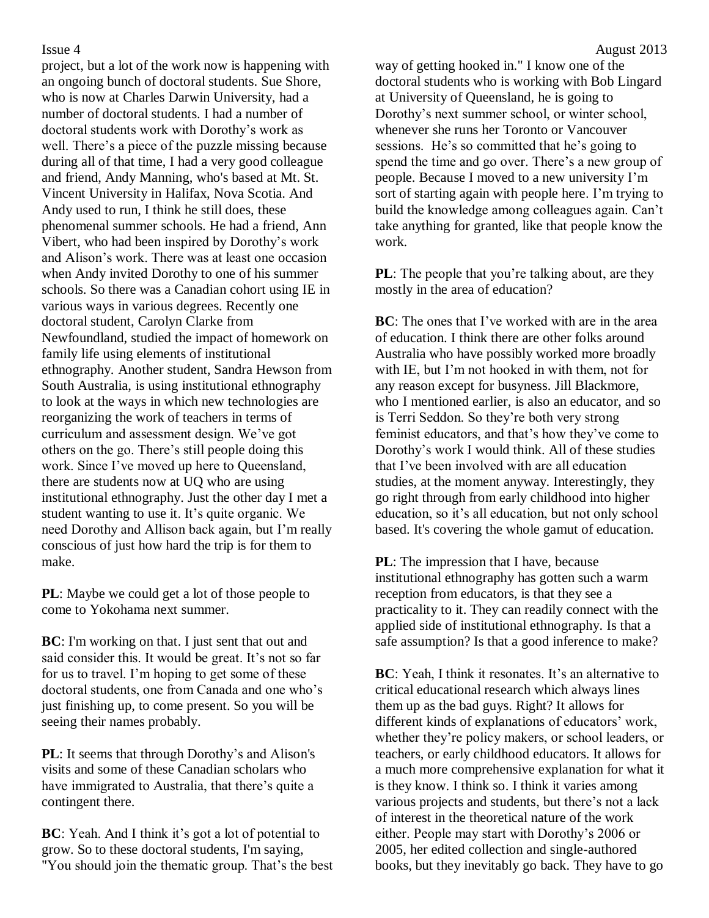project, but a lot of the work now is happening with an ongoing bunch of doctoral students. Sue Shore, who is now at Charles Darwin University, had a number of doctoral students. I had a number of doctoral students work with Dorothy's work as well. There's a piece of the puzzle missing because during all of that time, I had a very good colleague and friend, Andy Manning, who's based at Mt. St. Vincent University in Halifax, Nova Scotia. And Andy used to run, I think he still does, these phenomenal summer schools. He had a friend, Ann Vibert, who had been inspired by Dorothy's work and Alison's work. There was at least one occasion when Andy invited Dorothy to one of his summer schools. So there was a Canadian cohort using IE in various ways in various degrees. Recently one doctoral student, Carolyn Clarke from Newfoundland, studied the impact of homework on family life using elements of institutional ethnography. Another student, Sandra Hewson from South Australia, is using institutional ethnography to look at the ways in which new technologies are reorganizing the work of teachers in terms of curriculum and assessment design. We've got others on the go. There's still people doing this work. Since I've moved up here to Queensland, there are students now at UQ who are using institutional ethnography. Just the other day I met a student wanting to use it. It's quite organic. We need Dorothy and Allison back again, but I'm really conscious of just how hard the trip is for them to make.

**PL**: Maybe we could get a lot of those people to come to Yokohama next summer.

**BC**: I'm working on that. I just sent that out and said consider this. It would be great. It's not so far for us to travel. I'm hoping to get some of these doctoral students, one from Canada and one who's just finishing up, to come present. So you will be seeing their names probably.

**PL**: It seems that through Dorothy's and Alison's visits and some of these Canadian scholars who have immigrated to Australia, that there's quite a contingent there.

**BC**: Yeah. And I think it's got a lot of potential to grow. So to these doctoral students, I'm saying, "You should join the thematic group. That's the best way of getting hooked in." I know one of the doctoral students who is working with Bob Lingard at University of Queensland, he is going to Dorothy's next summer school, or winter school, whenever she runs her Toronto or Vancouver sessions. He's so committed that he's going to spend the time and go over. There's a new group of people. Because I moved to a new university I'm sort of starting again with people here. I'm trying to build the knowledge among colleagues again. Can't take anything for granted, like that people know the work.

**PL**: The people that you're talking about, are they mostly in the area of education?

**BC**: The ones that I've worked with are in the area of education. I think there are other folks around Australia who have possibly worked more broadly with IE, but I'm not hooked in with them, not for any reason except for busyness. Jill Blackmore, who I mentioned earlier, is also an educator, and so is Terri Seddon. So they're both very strong feminist educators, and that's how they've come to Dorothy's work I would think. All of these studies that I've been involved with are all education studies, at the moment anyway. Interestingly, they go right through from early childhood into higher education, so it's all education, but not only school based. It's covering the whole gamut of education.

**PL**: The impression that I have, because institutional ethnography has gotten such a warm reception from educators, is that they see a practicality to it. They can readily connect with the applied side of institutional ethnography. Is that a safe assumption? Is that a good inference to make?

**BC**: Yeah, I think it resonates. It's an alternative to critical educational research which always lines them up as the bad guys. Right? It allows for different kinds of explanations of educators' work, whether they're policy makers, or school leaders, or teachers, or early childhood educators. It allows for a much more comprehensive explanation for what it is they know. I think so. I think it varies among various projects and students, but there's not a lack of interest in the theoretical nature of the work either. People may start with Dorothy's 2006 or 2005, her edited collection and single-authored books, but they inevitably go back. They have to go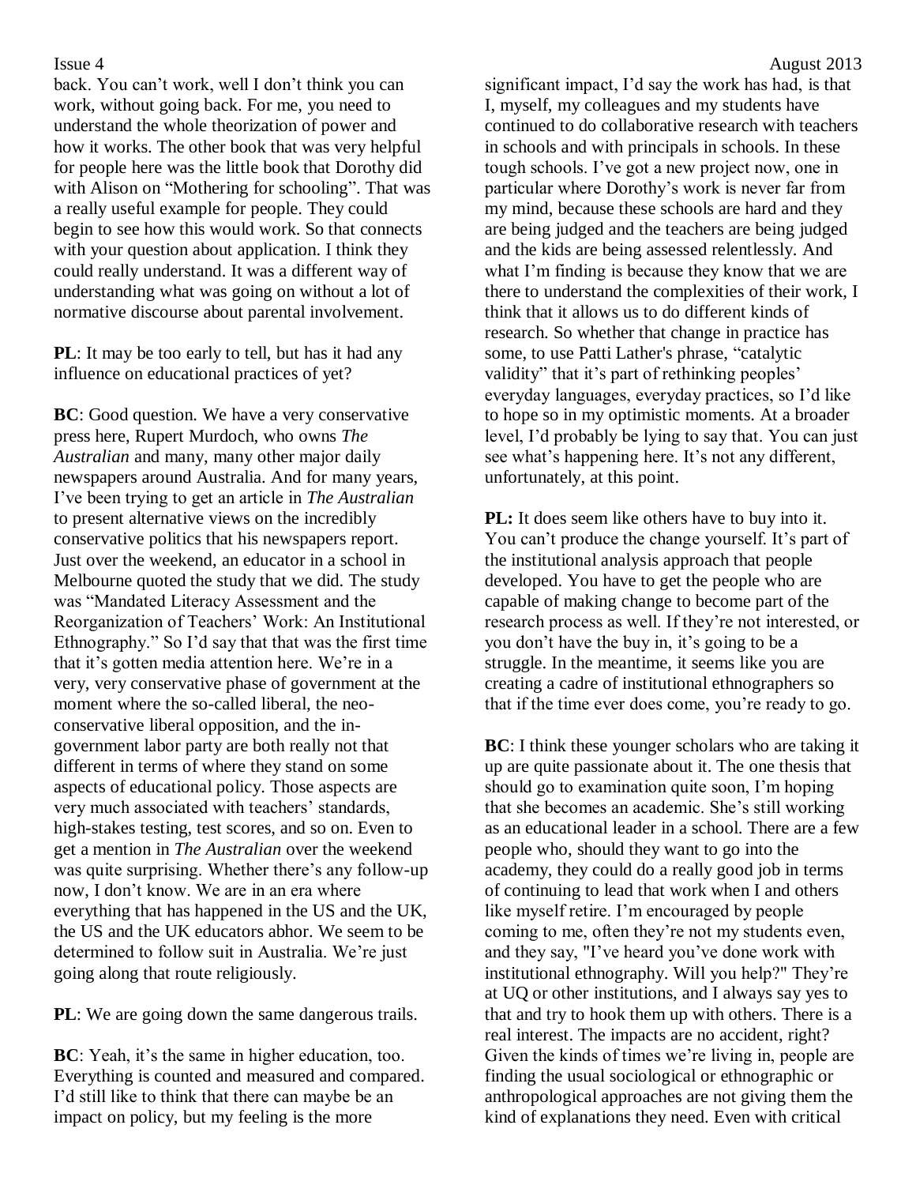back. You can't work, well I don't think you can work, without going back. For me, you need to understand the whole theorization of power and how it works. The other book that was very helpful for people here was the little book that Dorothy did with Alison on "Mothering for schooling". That was a really useful example for people. They could begin to see how this would work. So that connects with your question about application. I think they could really understand. It was a different way of understanding what was going on without a lot of normative discourse about parental involvement.

**PL**: It may be too early to tell, but has it had any influence on educational practices of yet?

**BC**: Good question. We have a very conservative press here, Rupert Murdoch, who owns *The Australian* and many, many other major daily newspapers around Australia. And for many years, I've been trying to get an article in *The Australian* to present alternative views on the incredibly conservative politics that his newspapers report. Just over the weekend, an educator in a school in Melbourne quoted the study that we did. The study was "Mandated Literacy Assessment and the Reorganization of Teachers' Work: An Institutional Ethnography." So I'd say that that was the first time that it's gotten media attention here. We're in a very, very conservative phase of government at the moment where the so-called liberal, the neo-conservative liberal opposition, and the in-government labor party are both really not that different in terms of where they stand on some aspects of educational policy. Those aspects are very much associated with teachers' standards, high-stakes testing, test scores, and so on. Even to get a mention in *The Australian* over the weekend was quite surprising. Whether there's any follow-up now, I don't know. We are in an era where everything that has happened in the US and the UK, the US and the UK educators abhor. We seem to be determined to follow suit in Australia. We're just going along that route religiously.

**PL**: We are going down the same dangerous trails.

**BC**: Yeah, it's the same in higher education, too. Everything is counted and measured and compared. I'd still like to think that there can maybe be an impact on policy, but my feeling is the more significant impact, I'd say the work has had, is that I, myself, my colleagues and my students have continued to do collaborative research with teachers in schools and with principals in schools. In these tough schools. I've got a new project now, one in particular where Dorothy's work is never far from my mind, because these schools are hard and they are being judged and the teachers are being judged and the kids are being assessed relentlessly. And what I'm finding is because they know that we are there to understand the complexities of their work, I think that it allows us to do different kinds of research. So whether that change in practice has some, to use Patti Lather's phrase, "catalytic validity" that it's part of rethinking peoples' everyday languages, everyday practices, so I'd like to hope so in my optimistic moments. At a broader level, I'd probably be lying to say that. You can just see what's happening here. It's not any different, unfortunately, at this point.

**PL:** It does seem like others have to buy into it. You can't produce the change yourself. It's part of the institutional analysis approach that people developed. You have to get the people who are capable of making change to become part of the research process as well. If they're not interested, or you don't have the buy in, it's going to be a struggle. In the meantime, it seems like you are creating a cadre of institutional ethnographers so that if the time ever does come, you're ready to go.

**BC**: I think these younger scholars who are taking it up are quite passionate about it. The one thesis that should go to examination quite soon, I'm hoping that she becomes an academic. She's still working as an educational leader in a school. There are a few people who, should they want to go into the academy, they could do a really good job in terms of continuing to lead that work when I and others like myself retire. I'm encouraged by people coming to me, often they're not my students even, and they say, "I've heard you've done work with institutional ethnography. Will you help?" They're at UQ or other institutions, and I always say yes to that and try to hook them up with others. There is a real interest. The impacts are no accident, right? Given the kinds of times we're living in, people are finding the usual sociological or ethnographic or anthropological approaches are not giving them the kind of explanations they need. Even with critical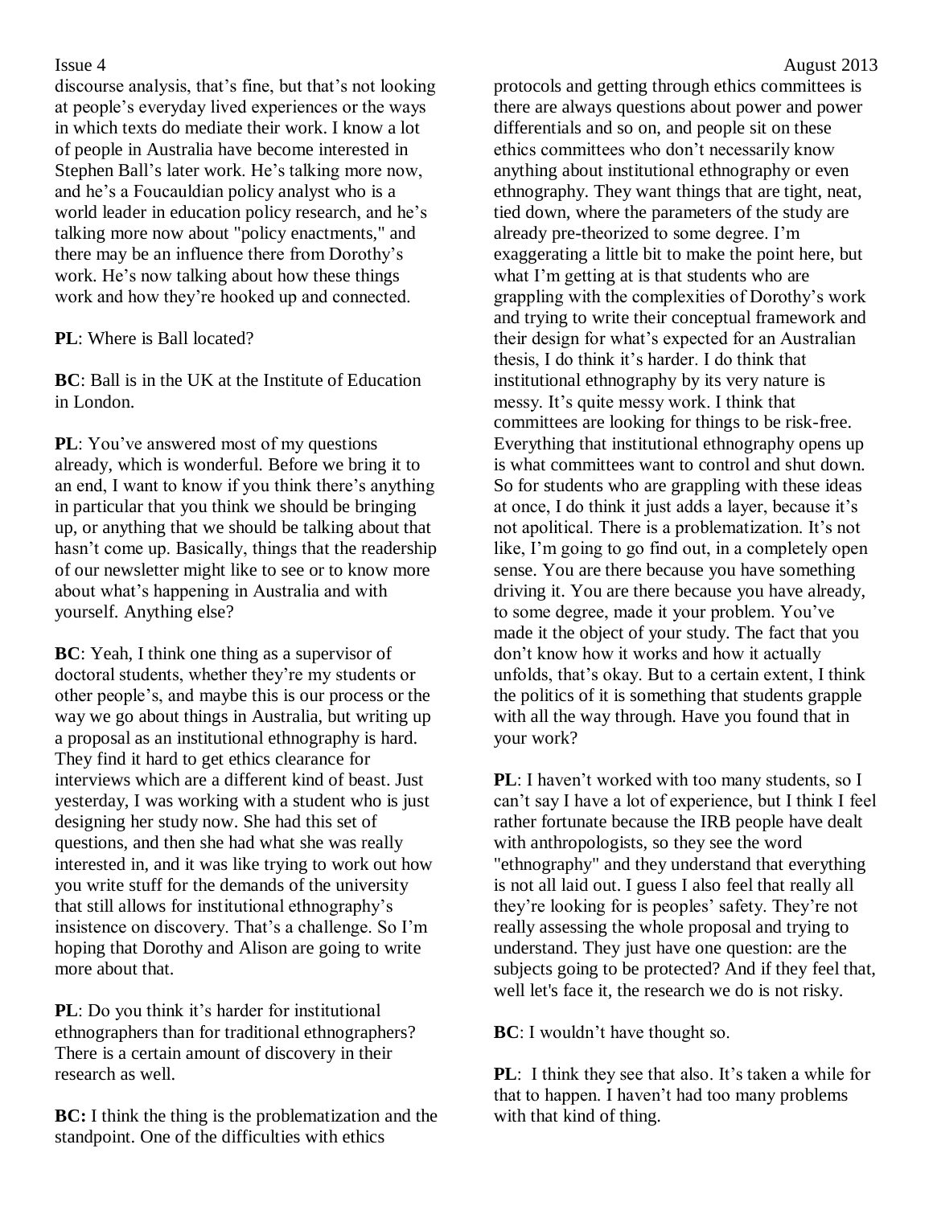discourse analysis, that's fine, but that's not looking at people's everyday lived experiences or the ways in which texts do mediate their work. I know a lot of people in Australia have become interested in Stephen Ball's later work. He's talking more now, and he's a Foucauldian policy analyst who is a world leader in education policy research, and he's talking more now about "policy enactments," and there may be an influence there from Dorothy's work. He's now talking about how these things work and how they're hooked up and connected.

**PL**: Where is Ball located?

**BC**: Ball is in the UK at the Institute of Education in London.

**PL**: You've answered most of my questions already, which is wonderful. Before we bring it to an end, I want to know if you think there's anything in particular that you think we should be bringing up, or anything that we should be talking about that hasn't come up. Basically, things that the readership of our newsletter might like to see or to know more about what's happening in Australia and with yourself. Anything else?

**BC**: Yeah, I think one thing as a supervisor of doctoral students, whether they're my students or other people's, and maybe this is our process or the way we go about things in Australia, but writing up a proposal as an institutional ethnography is hard. They find it hard to get ethics clearance for interviews which are a different kind of beast. Just yesterday, I was working with a student who is just designing her study now. She had this set of questions, and then she had what she was really interested in, and it was like trying to work out how you write stuff for the demands of the university that still allows for institutional ethnography's insistence on discovery. That's a challenge. So I'm hoping that Dorothy and Alison are going to write more about that.

**PL**: Do you think it's harder for institutional ethnographers than for traditional ethnographers? There is a certain amount of discovery in their research as well.

**BC:** I think the thing is the problematization and the standpoint. One of the difficulties with ethics protocols and getting through ethics committees is there are always questions about power and power differentials and so on, and people sit on these ethics committees who don't necessarily know anything about institutional ethnography or even ethnography. They want things that are tight, neat, tied down, where the parameters of the study are already pre-theorized to some degree. I'm exaggerating a little bit to make the point here, but what I'm getting at is that students who are grappling with the complexities of Dorothy's work and trying to write their conceptual framework and their design for what's expected for an Australian thesis, I do think it's harder. I do think that institutional ethnography by its very nature is messy. It's quite messy work. I think that committees are looking for things to be risk-free. Everything that institutional ethnography opens up is what committees want to control and shut down. So for students who are grappling with these ideas at once, I do think it just adds a layer, because it's not apolitical. There is a problematization. It's not like, I'm going to go find out, in a completely open sense. You are there because you have something driving it. You are there because you have already, to some degree, made it your problem. You've made it the object of your study. The fact that you don't know how it works and how it actually unfolds, that's okay. But to a certain extent, I think the politics of it is something that students grapple with all the way through. Have you found that in your work?

**PL**: I haven't worked with too many students, so I can't say I have a lot of experience, but I think I feel rather fortunate because the IRB people have dealt with anthropologists, so they see the word "ethnography" and they understand that everything is not all laid out. I guess I also feel that really all they're looking for is peoples' safety. They're not really assessing the whole proposal and trying to understand. They just have one question: are the subjects going to be protected? And if they feel that, well let's face it, the research we do is not risky.

**BC**: I wouldn't have thought so.

**PL**: I think they see that also. It's taken a while for that to happen. I haven't had too many problems with that kind of thing.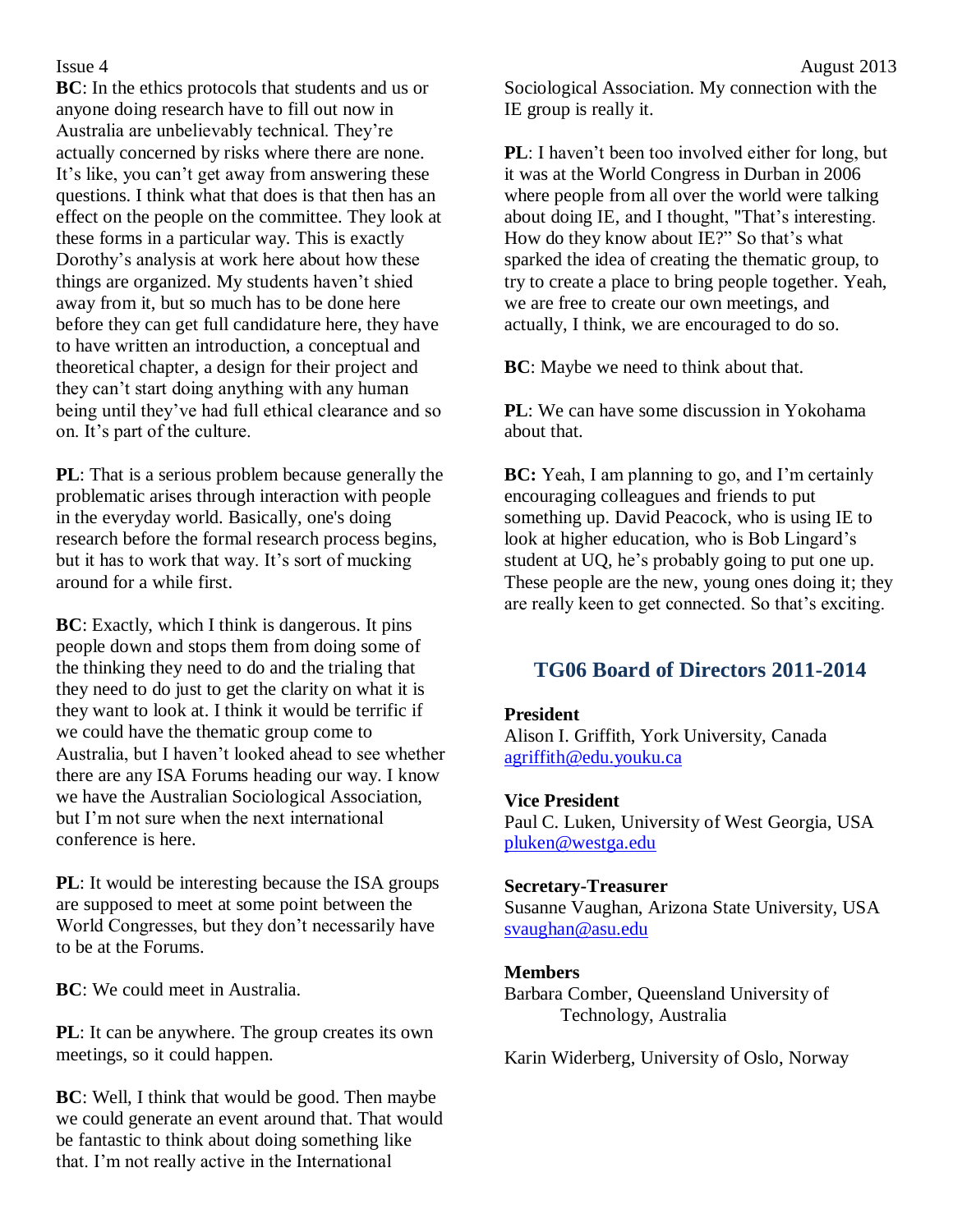**BC**: In the ethics protocols that students and us or anyone doing research have to fill out now in Australia are unbelievably technical. They're actually concerned by risks where there are none. It's like, you can't get away from answering these questions. I think what that does is that then has an effect on the people on the committee. They look at these forms in a particular way. This is exactly Dorothy's analysis at work here about how these things are organized. My students haven't shied away from it, but so much has to be done here before they can get full candidature here, they have to have written an introduction, a conceptual and theoretical chapter, a design for their project and they can't start doing anything with any human being until they've had full ethical clearance and so on. It's part of the culture.

**PL**: That is a serious problem because generally the problematic arises through interaction with people in the everyday world. Basically, one's doing research before the formal research process begins, but it has to work that way. It's sort of mucking around for a while first.

**BC**: Exactly, which I think is dangerous. It pins people down and stops them from doing some of the thinking they need to do and the trialing that they need to do just to get the clarity on what it is they want to look at. I think it would be terrific if we could have the thematic group come to Australia, but I haven't looked ahead to see whether there are any ISA Forums heading our way. I know we have the Australian Sociological Association, but I'm not sure when the next international conference is here.

**PL**: It would be interesting because the ISA groups are supposed to meet at some point between the World Congresses, but they don't necessarily have to be at the Forums.

**BC**: We could meet in Australia.

**PL**: It can be anywhere. The group creates its own meetings, so it could happen.

**BC**: Well, I think that would be good. Then maybe we could generate an event around that. That would be fantastic to think about doing something like that. I'm not really active in the International Sociological Association. My connection with the IE group is really it.

**PL**: I haven't been too involved either for long, but it was at the World Congress in Durban in 2006 where people from all over the world were talking about doing IE, and I thought, "That's interesting. How do they know about IE?" So that's what sparked the idea of creating the thematic group, to try to create a place to bring people together. Yeah, we are free to create our own meetings, and actually, I think, we are encouraged to do so.

**BC**: Maybe we need to think about that.

**PL**: We can have some discussion in Yokohama about that.

**BC:** Yeah, I am planning to go, and I'm certainly encouraging colleagues and friends to put something up. David Peacock, who is using IE to look at higher education, who is Bob Lingard's student at UQ, he's probably going to put one up. These people are the new, young ones doing it; they are really keen to get connected. So that's exciting.

## TG06 Board of Directors 2011-2014

**President**
Alison I. Griffith, York University, Canada
agriffith@edu.youku.ca

**Vice President**
Paul C. Luken, University of West Georgia, USA
pluken@westga.edu

**Secretary-Treasurer**
Susanne Vaughan, Arizona State University, USA
svaughan@asu.edu

**Members**
Barbara Comber, Queensland University of Technology, Australia

Karin Widerberg, University of Oslo, Norway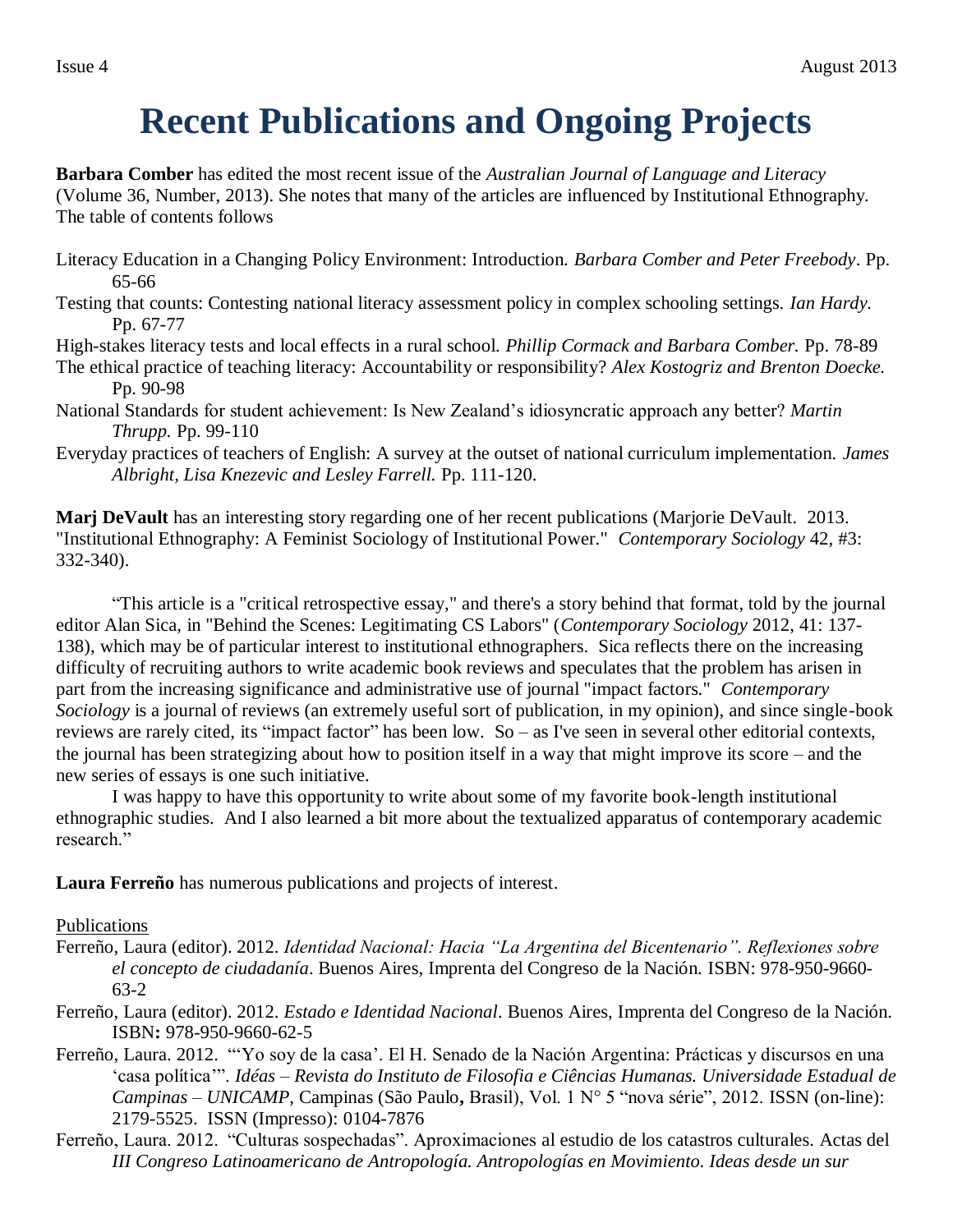# Recent Publications and Ongoing Projects

**Barbara Comber** has edited the most recent issue of the *Australian Journal of Language and Literacy* (Volume 36, Number, 2013). She notes that many of the articles are influenced by Institutional Ethnography. The table of contents follows

Literacy Education in a Changing Policy Environment: Introduction. *Barbara Comber and Peter Freebody*. Pp. 65-66

Testing that counts: Contesting national literacy assessment policy in complex schooling settings. *Ian Hardy.* Pp. 67-77

High-stakes literacy tests and local effects in a rural school. *Phillip Cormack and Barbara Comber.* Pp. 78-89

The ethical practice of teaching literacy: Accountability or responsibility? *Alex Kostogriz and Brenton Doecke.* Pp. 90-98

National Standards for student achievement: Is New Zealand's idiosyncratic approach any better? *Martin Thrupp.* Pp. 99-110

Everyday practices of teachers of English: A survey at the outset of national curriculum implementation. *James Albright, Lisa Knezevic and Lesley Farrell.* Pp. 111-120.

**Marj DeVault** has an interesting story regarding one of her recent publications (Marjorie DeVault. 2013. "Institutional Ethnography: A Feminist Sociology of Institutional Power." *Contemporary Sociology* 42, #3: 332-340).

"This article is a "critical retrospective essay," and there's a story behind that format, told by the journal editor Alan Sica, in "Behind the Scenes: Legitimating CS Labors" (*Contemporary Sociology* 2012, 41: 137-138), which may be of particular interest to institutional ethnographers. Sica reflects there on the increasing difficulty of recruiting authors to write academic book reviews and speculates that the problem has arisen in part from the increasing significance and administrative use of journal "impact factors." *Contemporary Sociology* is a journal of reviews (an extremely useful sort of publication, in my opinion), and since single-book reviews are rarely cited, its "impact factor" has been low. So – as I've seen in several other editorial contexts, the journal has been strategizing about how to position itself in a way that might improve its score – and the new series of essays is one such initiative.

I was happy to have this opportunity to write about some of my favorite book-length institutional ethnographic studies. And I also learned a bit more about the textualized apparatus of contemporary academic research."

**Laura Ferreño** has numerous publications and projects of interest.

<u>Publications</u>

Ferreño, Laura (editor). 2012. *Identidad Nacional: Hacia "La Argentina del Bicentenario". Reflexiones sobre el concepto de ciudadanía*. Buenos Aires, Imprenta del Congreso de la Nación. ISBN: 978-950-9660-63-2

Ferreño, Laura (editor). 2012. *Estado e Identidad Nacional*. Buenos Aires, Imprenta del Congreso de la Nación. ISBN**:** 978-950-9660-62-5

Ferreño, Laura. 2012. "'Yo soy de la casa'. El H. Senado de la Nación Argentina: Prácticas y discursos en una 'casa política'". *Idéas – Revista do Instituto de Filosofia e Ciências Humanas. Universidade Estadual de Campinas – UNICAMP*, Campinas (São Paulo**,** Brasil), Vol. 1 N° 5 "nova série", 2012. ISSN (on-line): 2179-5525. ISSN (Impresso): 0104-7876

Ferreño, Laura. 2012. "Culturas sospechadas". Aproximaciones al estudio de los catastros culturales. Actas del *III Congreso Latinoamericano de Antropología. Antropologías en Movimiento. Ideas desde un sur*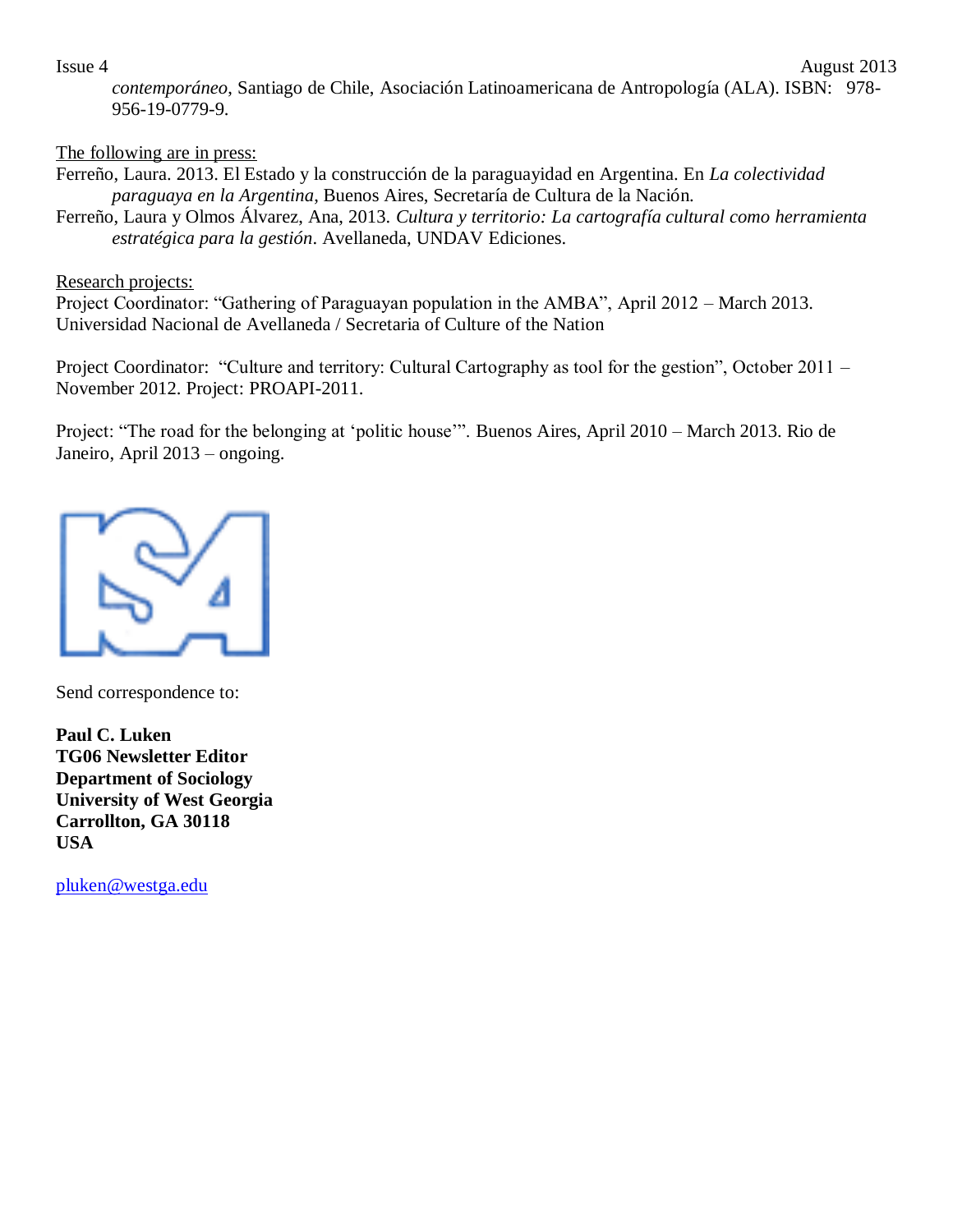*contemporáneo*, Santiago de Chile, Asociación Latinoamericana de Antropología (ALA). ISBN: 978-956-19-0779-9.

The following are in press:

Ferreño, Laura. 2013. El Estado y la construcción de la paraguayidad en Argentina. En *La colectividad paraguaya en la Argentina*, Buenos Aires, Secretaría de Cultura de la Nación.

Ferreño, Laura y Olmos Álvarez, Ana, 2013. *Cultura y territorio: La cartografía cultural como herramienta estratégica para la gestión*. Avellaneda, UNDAV Ediciones.

Research projects:

Project Coordinator: "Gathering of Paraguayan population in the AMBA", April 2012 – March 2013. Universidad Nacional de Avellaneda / Secretaria of Culture of the Nation

Project Coordinator: "Culture and territory: Cultural Cartography as tool for the gestion", October 2011 – November 2012. Project: PROAPI-2011.

Project: "The road for the belonging at 'politic house'". Buenos Aires, April 2010 – March 2013. Rio de Janeiro, April 2013 – ongoing.

Send correspondence to:

**Paul C. Luken**
**TG06 Newsletter Editor**
**Department of Sociology**
**University of West Georgia**
**Carrollton, GA 30118**
**USA**

pluken@westga.edu